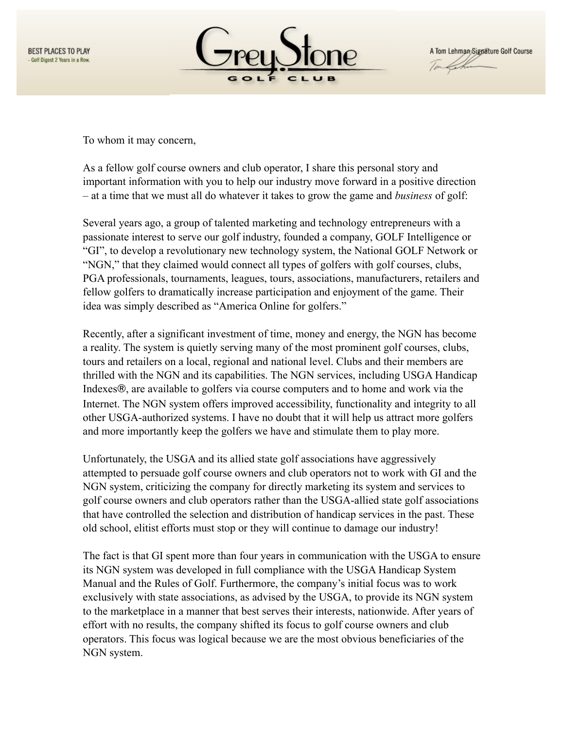BEST PLACES TO PLAY
– Golf Digest 2 Years in a Row.

GreyStone
GOLF CLUB

A Tom Lehman Signature Golf Course

To whom it may concern,

As a fellow golf course owners and club operator, I share this personal story and important information with you to help our industry move forward in a positive direction – at a time that we must all do whatever it takes to grow the game and *business* of golf:

Several years ago, a group of talented marketing and technology entrepreneurs with a passionate interest to serve our golf industry, founded a company, GOLF Intelligence or "GI", to develop a revolutionary new technology system, the National GOLF Network or "NGN," that they claimed would connect all types of golfers with golf courses, clubs, PGA professionals, tournaments, leagues, tours, associations, manufacturers, retailers and fellow golfers to dramatically increase participation and enjoyment of the game. Their idea was simply described as "America Online for golfers."

Recently, after a significant investment of time, money and energy, the NGN has become a reality. The system is quietly serving many of the most prominent golf courses, clubs, tours and retailers on a local, regional and national level. Clubs and their members are thrilled with the NGN and its capabilities. The NGN services, including USGA Handicap Indexes®, are available to golfers via course computers and to home and work via the Internet. The NGN system offers improved accessibility, functionality and integrity to all other USGA-authorized systems. I have no doubt that it will help us attract more golfers and more importantly keep the golfers we have and stimulate them to play more.

Unfortunately, the USGA and its allied state golf associations have aggressively attempted to persuade golf course owners and club operators not to work with GI and the NGN system, criticizing the company for directly marketing its system and services to golf course owners and club operators rather than the USGA-allied state golf associations that have controlled the selection and distribution of handicap services in the past. These old school, elitist efforts must stop or they will continue to damage our industry!

The fact is that GI spent more than four years in communication with the USGA to ensure its NGN system was developed in full compliance with the USGA Handicap System Manual and the Rules of Golf. Furthermore, the company's initial focus was to work exclusively with state associations, as advised by the USGA, to provide its NGN system to the marketplace in a manner that best serves their interests, nationwide. After years of effort with no results, the company shifted its focus to golf course owners and club operators. This focus was logical because we are the most obvious beneficiaries of the NGN system.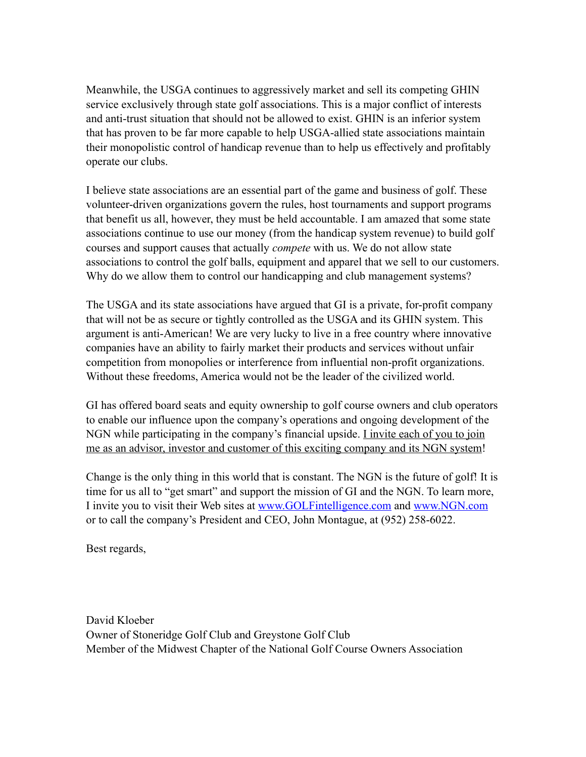Meanwhile, the USGA continues to aggressively market and sell its competing GHIN service exclusively through state golf associations. This is a major conflict of interests and anti-trust situation that should not be allowed to exist. GHIN is an inferior system that has proven to be far more capable to help USGA-allied state associations maintain their monopolistic control of handicap revenue than to help us effectively and profitably operate our clubs.

I believe state associations are an essential part of the game and business of golf. These volunteer-driven organizations govern the rules, host tournaments and support programs that benefit us all, however, they must be held accountable. I am amazed that some state associations continue to use our money (from the handicap system revenue) to build golf courses and support causes that actually *compete* with us. We do not allow state associations to control the golf balls, equipment and apparel that we sell to our customers. Why do we allow them to control our handicapping and club management systems?

The USGA and its state associations have argued that GI is a private, for-profit company that will not be as secure or tightly controlled as the USGA and its GHIN system. This argument is anti-American! We are very lucky to live in a free country where innovative companies have an ability to fairly market their products and services without unfair competition from monopolies or interference from influential non-profit organizations. Without these freedoms, America would not be the leader of the civilized world.

GI has offered board seats and equity ownership to golf course owners and club operators to enable our influence upon the company's operations and ongoing development of the NGN while participating in the company's financial upside. I invite each of you to join me as an advisor, investor and customer of this exciting company and its NGN system!

Change is the only thing in this world that is constant. The NGN is the future of golf! It is time for us all to "get smart" and support the mission of GI and the NGN. To learn more, I invite you to visit their Web sites at www.GOLFintelligence.com and www.NGN.com or to call the company's President and CEO, John Montague, at (952) 258-6022.

Best regards,

David Kloeber
Owner of Stoneridge Golf Club and Greystone Golf Club
Member of the Midwest Chapter of the National Golf Course Owners Association